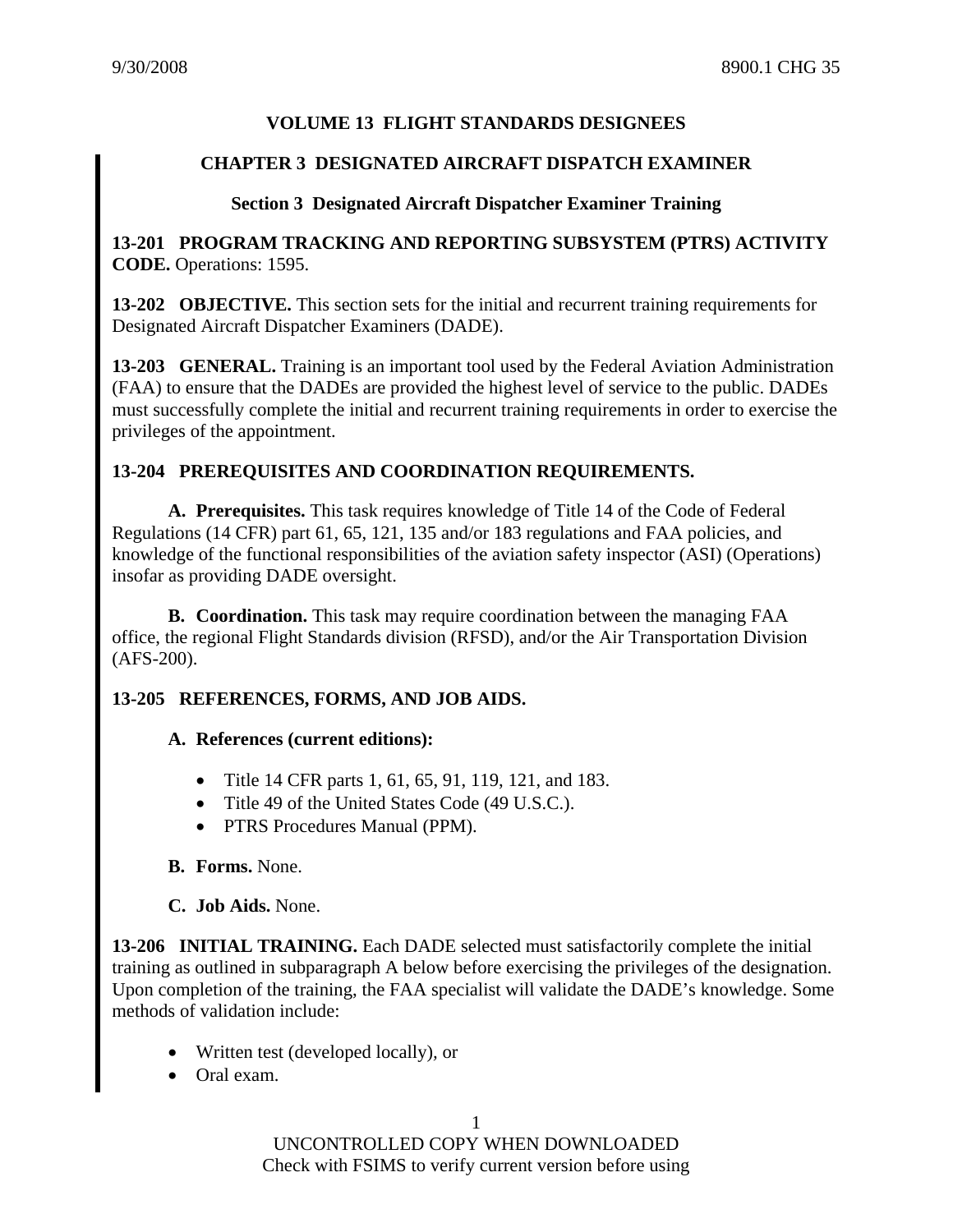# VOLUME 13 FLIGHT STANDARDS DESIGNEES

## CHAPTER 3 DESIGNATED AIRCRAFT DISPATCH EXAMINER

### Section 3 Designated Aircraft Dispatcher Examiner Training

**13-201 PROGRAM TRACKING AND REPORTING SUBSYSTEM (PTRS) ACTIVITY CODE.** Operations: 1595.

**13-202 OBJECTIVE.** This section sets for the initial and recurrent training requirements for Designated Aircraft Dispatcher Examiners (DADE).

**13-203 GENERAL.** Training is an important tool used by the Federal Aviation Administration (FAA) to ensure that the DADEs are provided the highest level of service to the public. DADEs must successfully complete the initial and recurrent training requirements in order to exercise the privileges of the appointment.

**13-204 PREREQUISITES AND COORDINATION REQUIREMENTS.**

**A. Prerequisites.** This task requires knowledge of Title 14 of the Code of Federal Regulations (14 CFR) part 61, 65, 121, 135 and/or 183 regulations and FAA policies, and knowledge of the functional responsibilities of the aviation safety inspector (ASI) (Operations) insofar as providing DADE oversight.

**B. Coordination.** This task may require coordination between the managing FAA office, the regional Flight Standards division (RFSD), and/or the Air Transportation Division (AFS-200).

**13-205 REFERENCES, FORMS, AND JOB AIDS.**

**A. References (current editions):**

- Title 14 CFR parts 1, 61, 65, 91, 119, 121, and 183.
- Title 49 of the United States Code (49 U.S.C.).
- PTRS Procedures Manual (PPM).

**B. Forms.** None.

**C. Job Aids.** None.

**13-206 INITIAL TRAINING.** Each DADE selected must satisfactorily complete the initial training as outlined in subparagraph A below before exercising the privileges of the designation. Upon completion of the training, the FAA specialist will validate the DADE's knowledge. Some methods of validation include:

- Written test (developed locally), or
- Oral exam.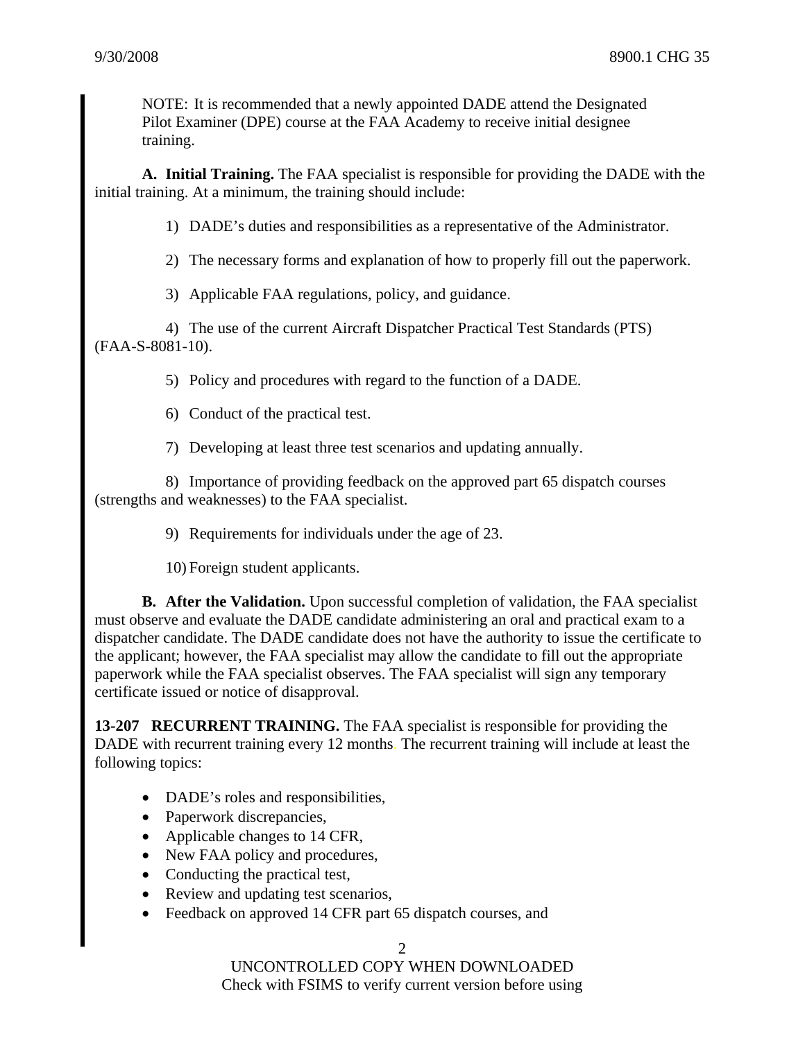NOTE: It is recommended that a newly appointed DADE attend the Designated Pilot Examiner (DPE) course at the FAA Academy to receive initial designee training.

**A. Initial Training.** The FAA specialist is responsible for providing the DADE with the initial training. At a minimum, the training should include:

1) DADE's duties and responsibilities as a representative of the Administrator.

2) The necessary forms and explanation of how to properly fill out the paperwork.

3) Applicable FAA regulations, policy, and guidance.

4) The use of the current Aircraft Dispatcher Practical Test Standards (PTS) (FAA-S-8081-10).

5) Policy and procedures with regard to the function of a DADE.

6) Conduct of the practical test.

7) Developing at least three test scenarios and updating annually.

8) Importance of providing feedback on the approved part 65 dispatch courses (strengths and weaknesses) to the FAA specialist.

9) Requirements for individuals under the age of 23.

10) Foreign student applicants.

**B. After the Validation.** Upon successful completion of validation, the FAA specialist must observe and evaluate the DADE candidate administering an oral and practical exam to a dispatcher candidate. The DADE candidate does not have the authority to issue the certificate to the applicant; however, the FAA specialist may allow the candidate to fill out the appropriate paperwork while the FAA specialist observes. The FAA specialist will sign any temporary certificate issued or notice of disapproval.

**13-207 RECURRENT TRAINING.** The FAA specialist is responsible for providing the DADE with recurrent training every 12 months. The recurrent training will include at least the following topics:

- DADE's roles and responsibilities,
- Paperwork discrepancies,
- Applicable changes to 14 CFR,
- New FAA policy and procedures,
- Conducting the practical test,
- Review and updating test scenarios,
- Feedback on approved 14 CFR part 65 dispatch courses, and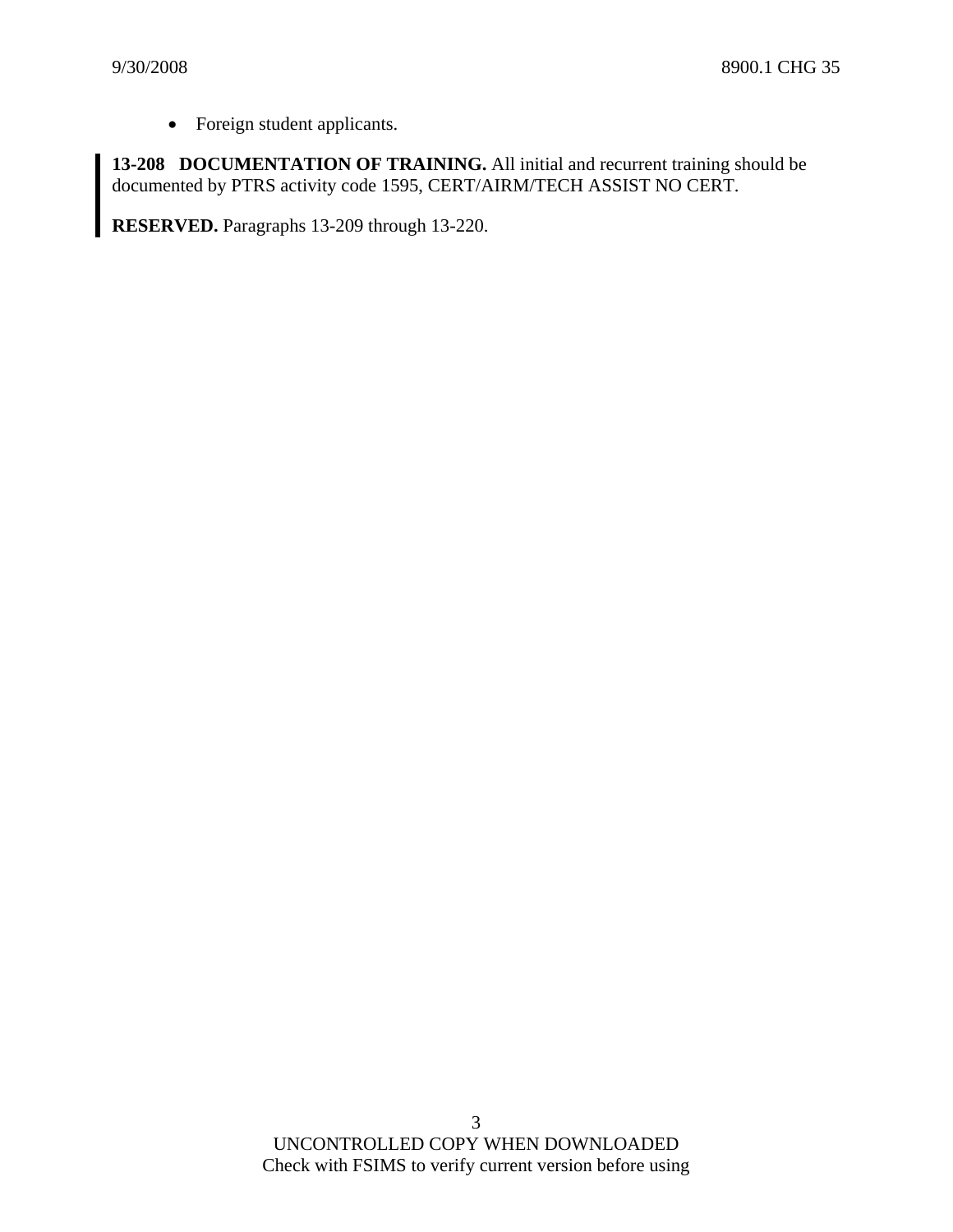- Foreign student applicants.

**13-208 DOCUMENTATION OF TRAINING.** All initial and recurrent training should be documented by PTRS activity code 1595, CERT/AIRM/TECH ASSIST NO CERT.

**RESERVED.** Paragraphs 13-209 through 13-220.